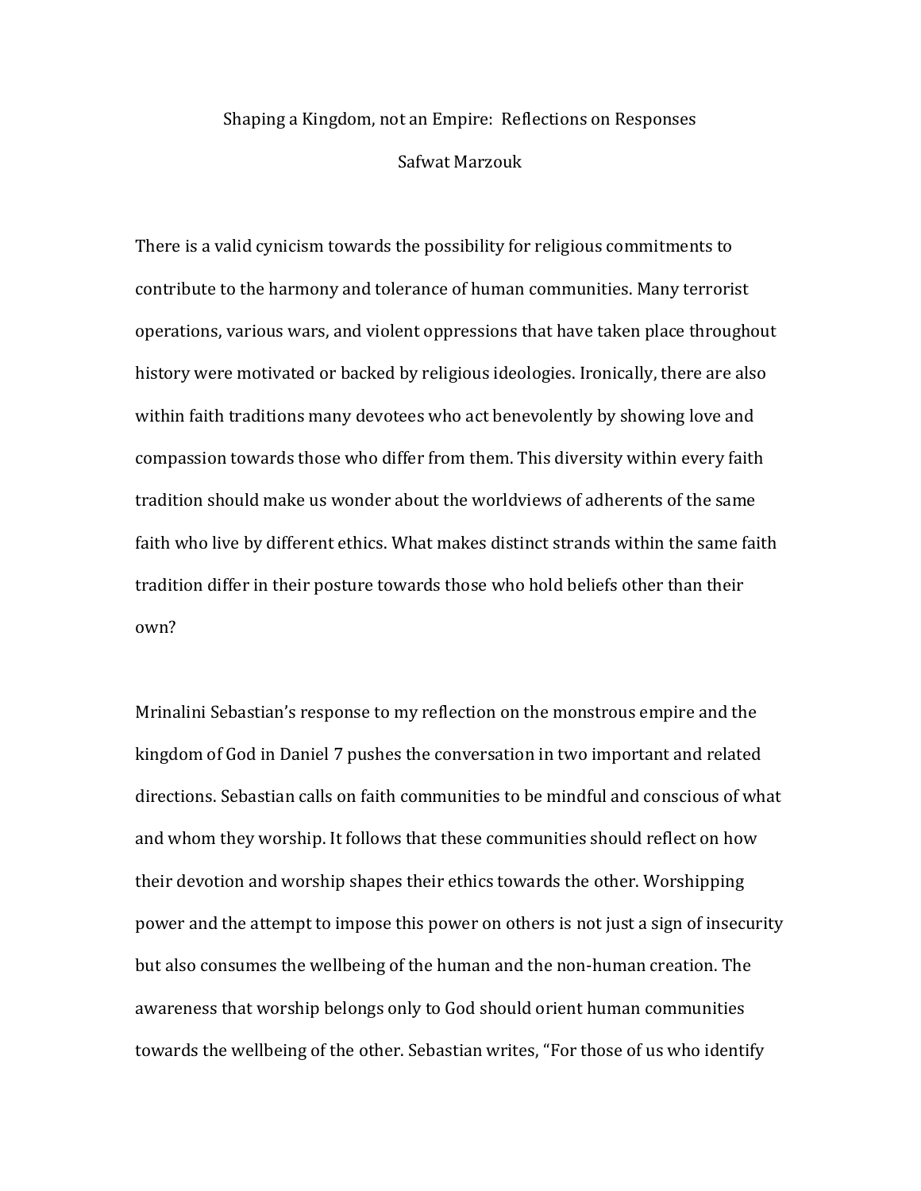# Shaping a Kingdom, not an Empire: Reflections on Responses

Safwat Marzouk

There is a valid cynicism towards the possibility for religious commitments to contribute to the harmony and tolerance of human communities. Many terrorist operations, various wars, and violent oppressions that have taken place throughout history were motivated or backed by religious ideologies. Ironically, there are also within faith traditions many devotees who act benevolently by showing love and compassion towards those who differ from them. This diversity within every faith tradition should make us wonder about the worldviews of adherents of the same faith who live by different ethics. What makes distinct strands within the same faith tradition differ in their posture towards those who hold beliefs other than their own?

Mrinalini Sebastian's response to my reflection on the monstrous empire and the kingdom of God in Daniel 7 pushes the conversation in two important and related directions. Sebastian calls on faith communities to be mindful and conscious of what and whom they worship. It follows that these communities should reflect on how their devotion and worship shapes their ethics towards the other. Worshipping power and the attempt to impose this power on others is not just a sign of insecurity but also consumes the wellbeing of the human and the non-human creation. The awareness that worship belongs only to God should orient human communities towards the wellbeing of the other. Sebastian writes, "For those of us who identify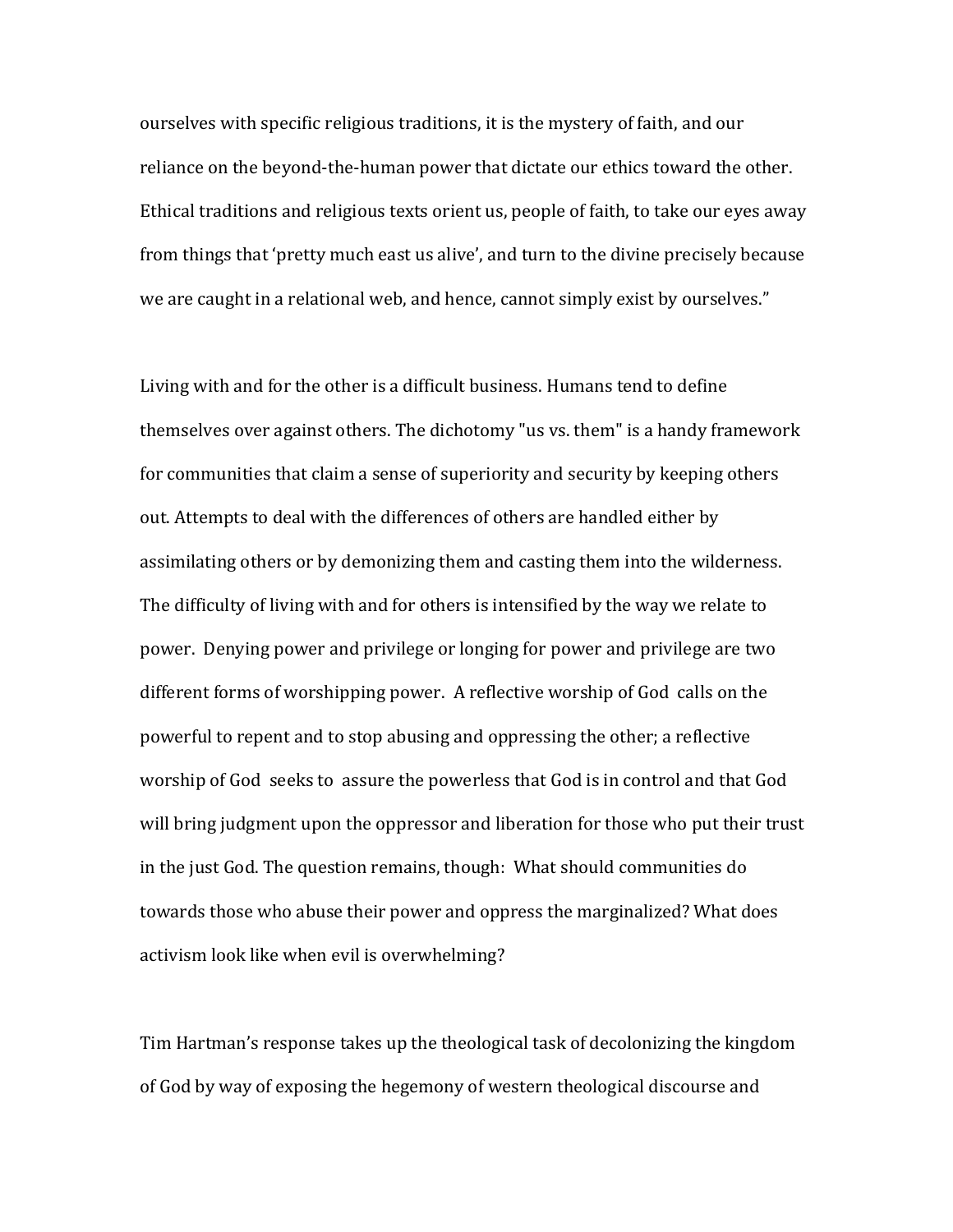ourselves with specific religious traditions, it is the mystery of faith, and our reliance on the beyond-the-human power that dictate our ethics toward the other. Ethical traditions and religious texts orient us, people of faith, to take our eyes away from things that 'pretty much east us alive', and turn to the divine precisely because we are caught in a relational web, and hence, cannot simply exist by ourselves."

Living with and for the other is a difficult business. Humans tend to define themselves over against others. The dichotomy "us vs. them" is a handy framework for communities that claim a sense of superiority and security by keeping others out. Attempts to deal with the differences of others are handled either by assimilating others or by demonizing them and casting them into the wilderness. The difficulty of living with and for others is intensified by the way we relate to power. Denying power and privilege or longing for power and privilege are two different forms of worshipping power. A reflective worship of God calls on the powerful to repent and to stop abusing and oppressing the other; a reflective worship of God seeks to assure the powerless that God is in control and that God will bring judgment upon the oppressor and liberation for those who put their trust in the just God. The question remains, though: What should communities do towards those who abuse their power and oppress the marginalized? What does activism look like when evil is overwhelming?

Tim Hartman's response takes up the theological task of decolonizing the kingdom of God by way of exposing the hegemony of western theological discourse and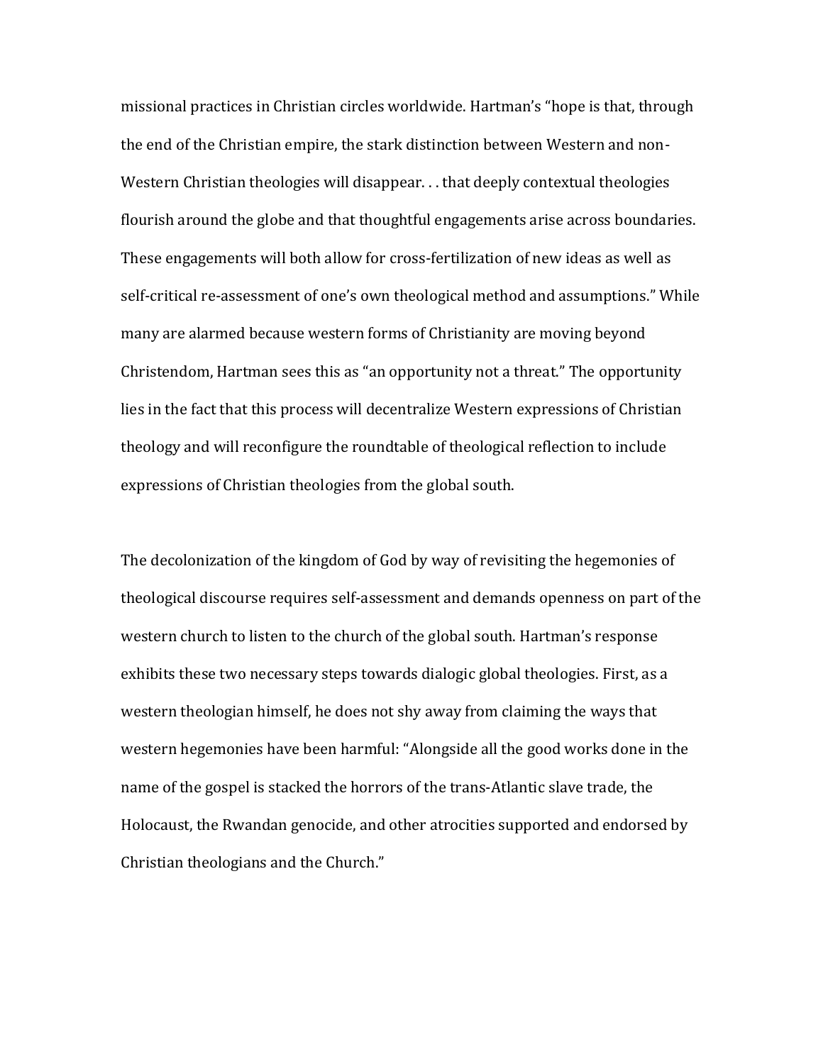missional practices in Christian circles worldwide. Hartman's "hope is that, through the end of the Christian empire, the stark distinction between Western and non-Western Christian theologies will disappear. . . that deeply contextual theologies flourish around the globe and that thoughtful engagements arise across boundaries. These engagements will both allow for cross-fertilization of new ideas as well as self-critical re-assessment of one's own theological method and assumptions." While many are alarmed because western forms of Christianity are moving beyond Christendom, Hartman sees this as "an opportunity not a threat." The opportunity lies in the fact that this process will decentralize Western expressions of Christian theology and will reconfigure the roundtable of theological reflection to include expressions of Christian theologies from the global south.

The decolonization of the kingdom of God by way of revisiting the hegemonies of theological discourse requires self-assessment and demands openness on part of the western church to listen to the church of the global south. Hartman's response exhibits these two necessary steps towards dialogic global theologies. First, as a western theologian himself, he does not shy away from claiming the ways that western hegemonies have been harmful: "Alongside all the good works done in the name of the gospel is stacked the horrors of the trans-Atlantic slave trade, the Holocaust, the Rwandan genocide, and other atrocities supported and endorsed by Christian theologians and the Church."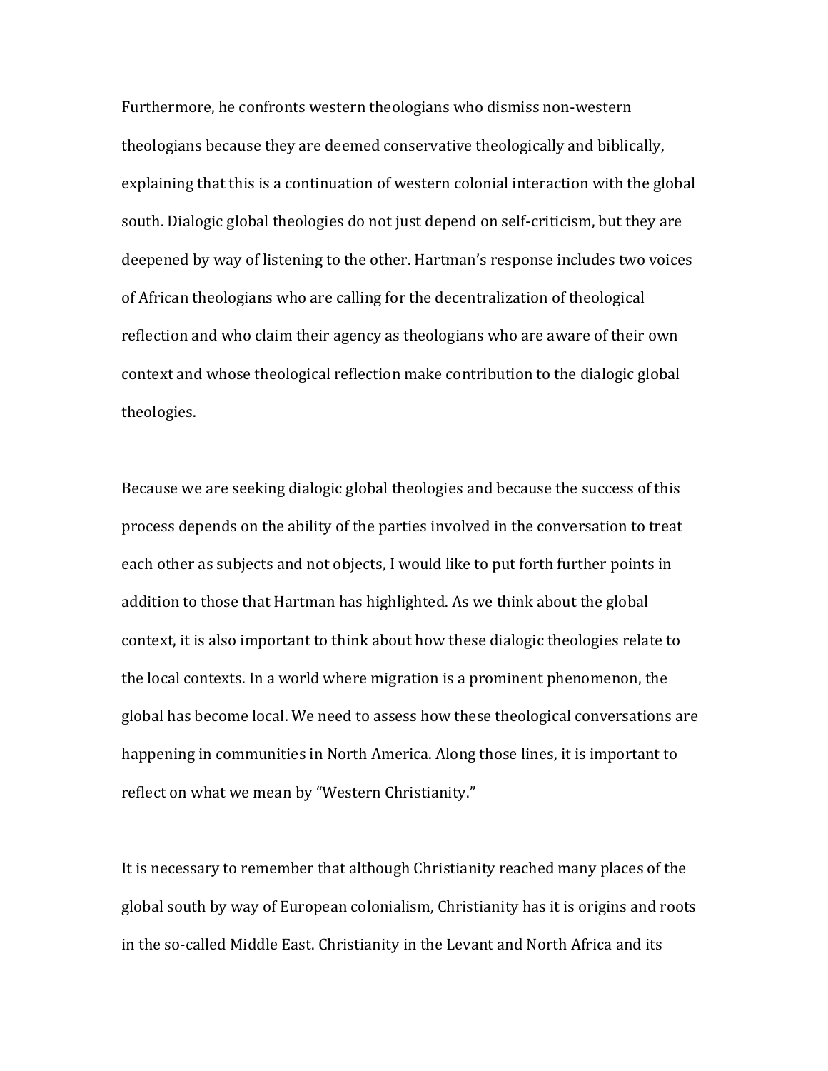Furthermore, he confronts western theologians who dismiss non-western theologians because they are deemed conservative theologically and biblically, explaining that this is a continuation of western colonial interaction with the global south. Dialogic global theologies do not just depend on self-criticism, but they are deepened by way of listening to the other. Hartman's response includes two voices of African theologians who are calling for the decentralization of theological reflection and who claim their agency as theologians who are aware of their own context and whose theological reflection make contribution to the dialogic global theologies.

Because we are seeking dialogic global theologies and because the success of this process depends on the ability of the parties involved in the conversation to treat each other as subjects and not objects, I would like to put forth further points in addition to those that Hartman has highlighted. As we think about the global context, it is also important to think about how these dialogic theologies relate to the local contexts. In a world where migration is a prominent phenomenon, the global has become local. We need to assess how these theological conversations are happening in communities in North America. Along those lines, it is important to reflect on what we mean by "Western Christianity."

It is necessary to remember that although Christianity reached many places of the global south by way of European colonialism, Christianity has it is origins and roots in the so-called Middle East. Christianity in the Levant and North Africa and its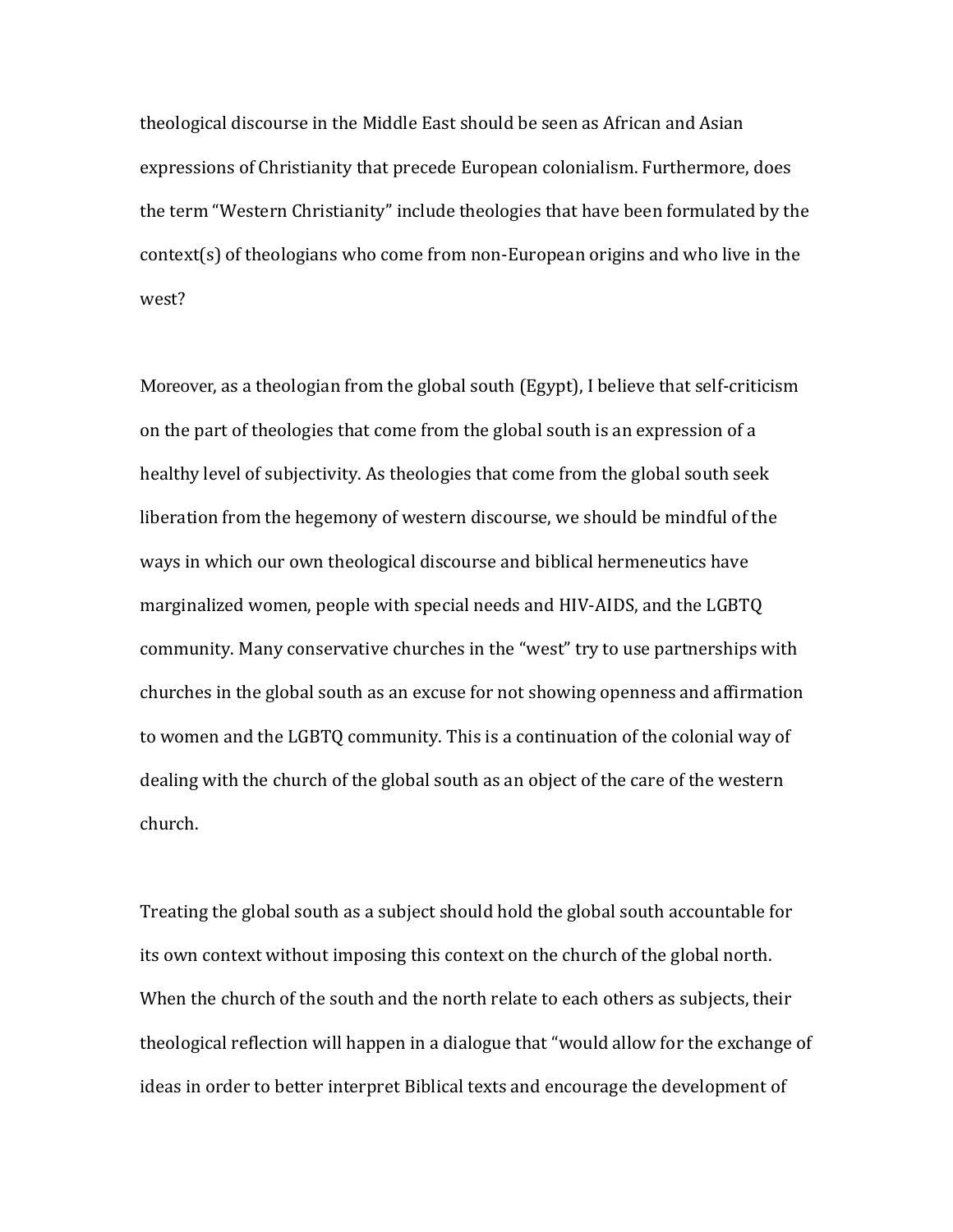theological discourse in the Middle East should be seen as African and Asian expressions of Christianity that precede European colonialism. Furthermore, does the term "Western Christianity" include theologies that have been formulated by the context(s) of theologians who come from non-European origins and who live in the west?

Moreover, as a theologian from the global south (Egypt), I believe that self-criticism on the part of theologies that come from the global south is an expression of a healthy level of subjectivity. As theologies that come from the global south seek liberation from the hegemony of western discourse, we should be mindful of the ways in which our own theological discourse and biblical hermeneutics have marginalized women, people with special needs and HIV-AIDS, and the LGBTQ community. Many conservative churches in the "west" try to use partnerships with churches in the global south as an excuse for not showing openness and affirmation to women and the LGBTQ community. This is a continuation of the colonial way of dealing with the church of the global south as an object of the care of the western church.

Treating the global south as a subject should hold the global south accountable for its own context without imposing this context on the church of the global north. When the church of the south and the north relate to each others as subjects, their theological reflection will happen in a dialogue that "would allow for the exchange of ideas in order to better interpret Biblical texts and encourage the development of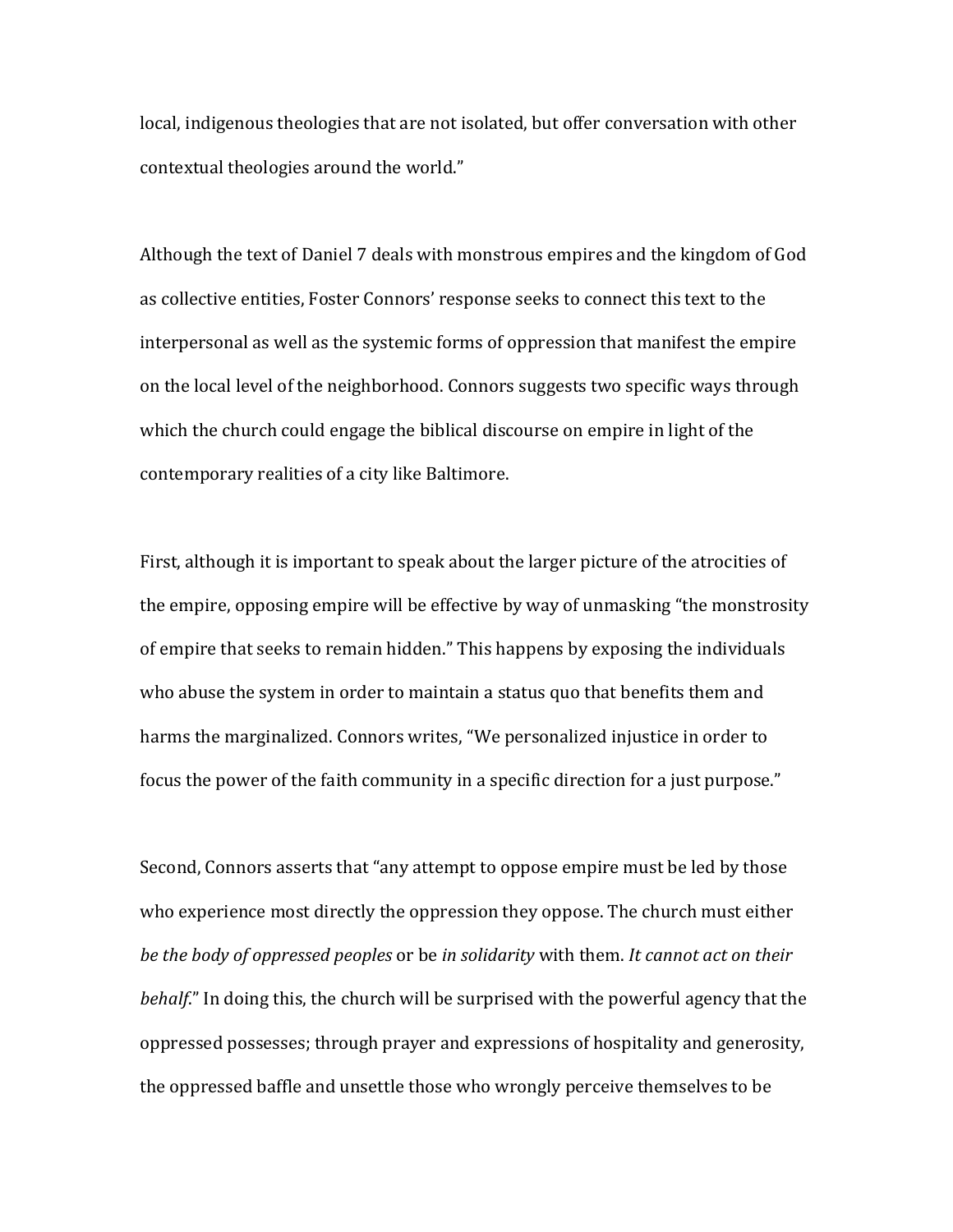local, indigenous theologies that are not isolated, but offer conversation with other contextual theologies around the world."

Although the text of Daniel 7 deals with monstrous empires and the kingdom of God as collective entities, Foster Connors' response seeks to connect this text to the interpersonal as well as the systemic forms of oppression that manifest the empire on the local level of the neighborhood. Connors suggests two specific ways through which the church could engage the biblical discourse on empire in light of the contemporary realities of a city like Baltimore.

First, although it is important to speak about the larger picture of the atrocities of the empire, opposing empire will be effective by way of unmasking "the monstrosity of empire that seeks to remain hidden." This happens by exposing the individuals who abuse the system in order to maintain a status quo that benefits them and harms the marginalized. Connors writes, "We personalized injustice in order to focus the power of the faith community in a specific direction for a just purpose."

Second, Connors asserts that "any attempt to oppose empire must be led by those who experience most directly the oppression they oppose. The church must either *be the body of oppressed peoples* or be *in solidarity* with them. *It cannot act on their behalf*." In doing this, the church will be surprised with the powerful agency that the oppressed possesses; through prayer and expressions of hospitality and generosity, the oppressed baffle and unsettle those who wrongly perceive themselves to be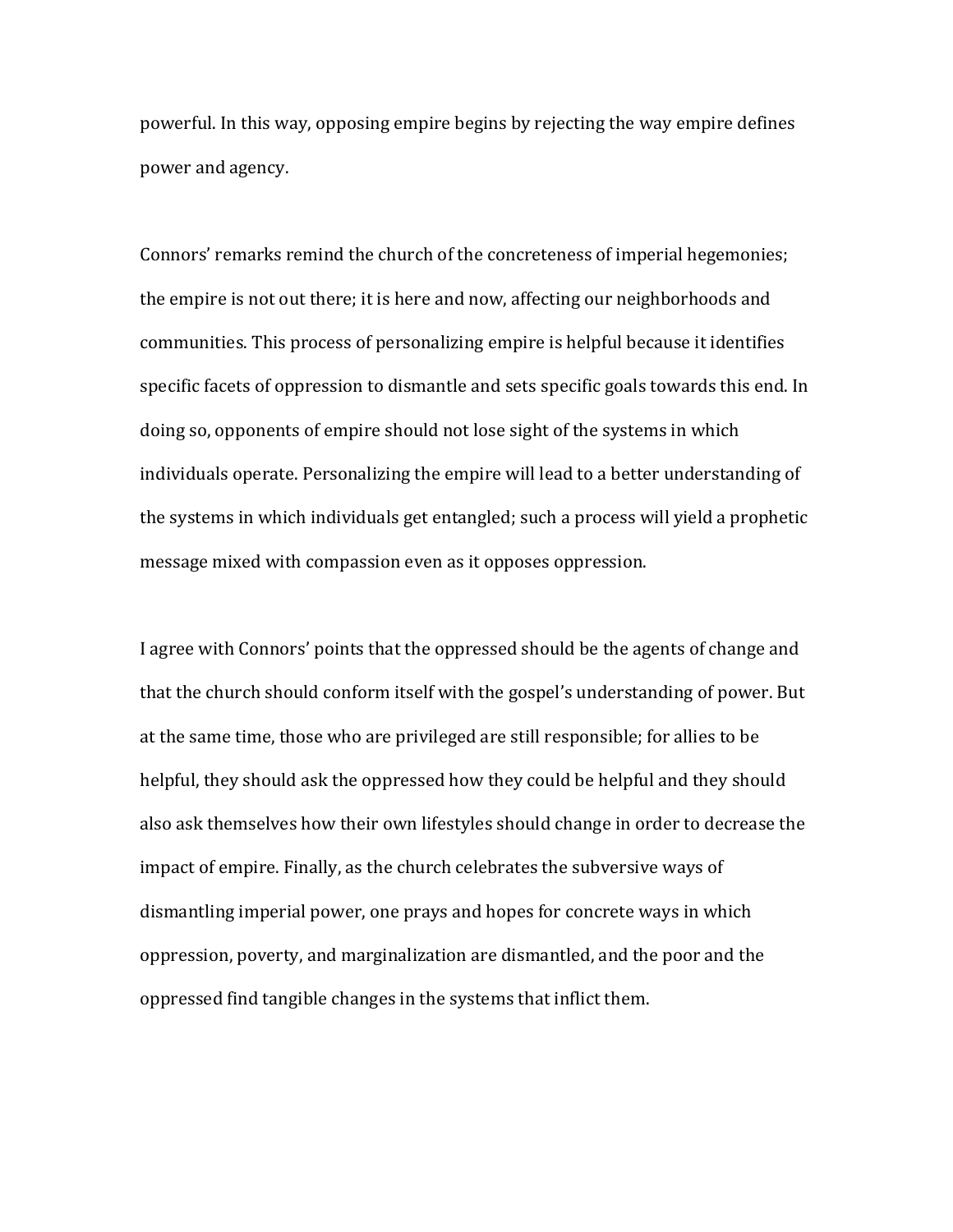powerful. In this way, opposing empire begins by rejecting the way empire defines power and agency.

Connors' remarks remind the church of the concreteness of imperial hegemonies; the empire is not out there; it is here and now, affecting our neighborhoods and communities. This process of personalizing empire is helpful because it identifies specific facets of oppression to dismantle and sets specific goals towards this end. In doing so, opponents of empire should not lose sight of the systems in which individuals operate. Personalizing the empire will lead to a better understanding of the systems in which individuals get entangled; such a process will yield a prophetic message mixed with compassion even as it opposes oppression.

I agree with Connors' points that the oppressed should be the agents of change and that the church should conform itself with the gospel's understanding of power. But at the same time, those who are privileged are still responsible; for allies to be helpful, they should ask the oppressed how they could be helpful and they should also ask themselves how their own lifestyles should change in order to decrease the impact of empire. Finally, as the church celebrates the subversive ways of dismantling imperial power, one prays and hopes for concrete ways in which oppression, poverty, and marginalization are dismantled, and the poor and the oppressed find tangible changes in the systems that inflict them.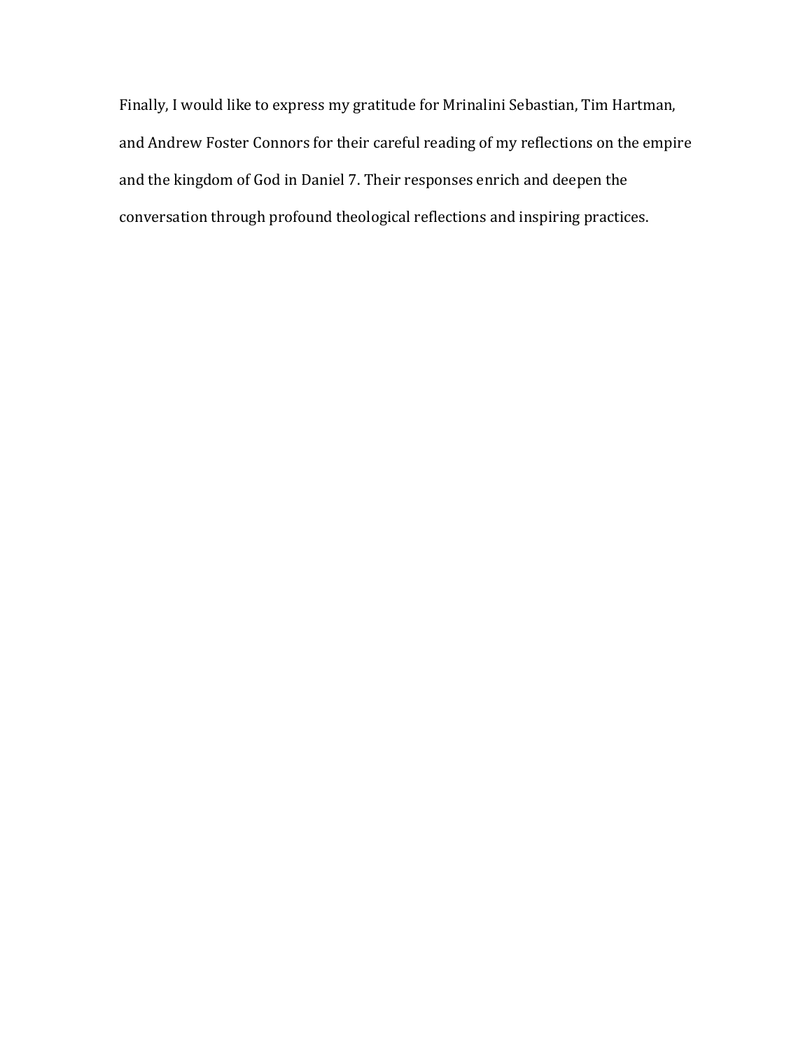Finally, I would like to express my gratitude for Mrinalini Sebastian, Tim Hartman, and Andrew Foster Connors for their careful reading of my reflections on the empire and the kingdom of God in Daniel 7. Their responses enrich and deepen the conversation through profound theological reflections and inspiring practices.